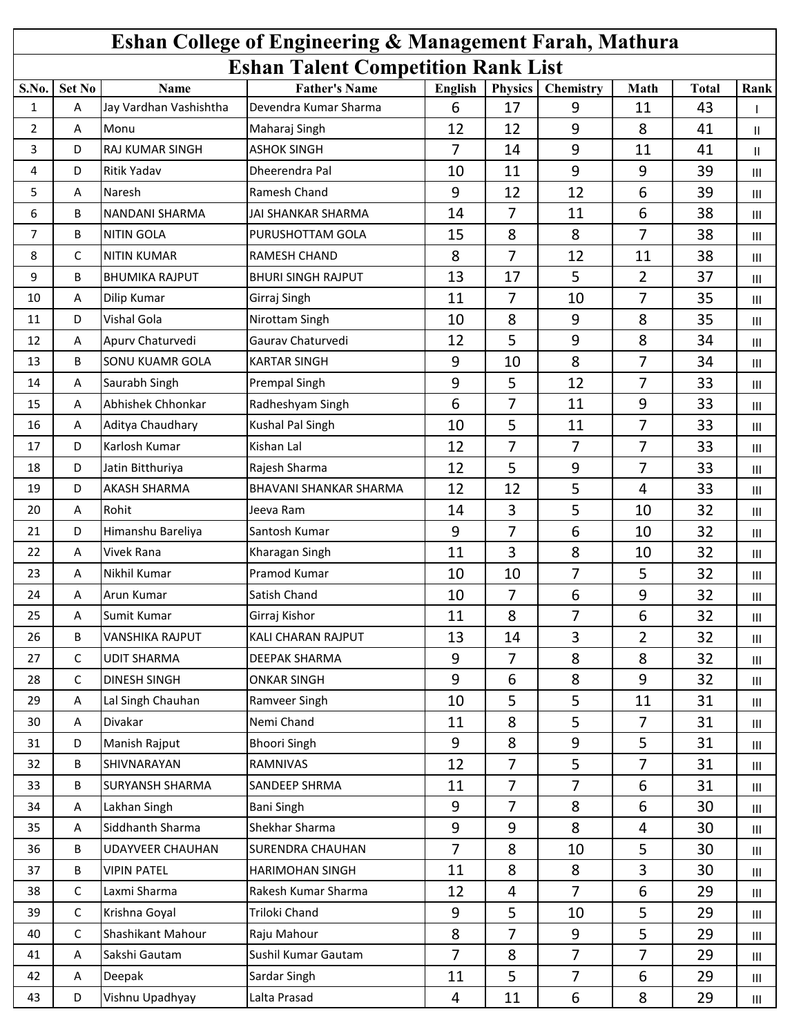# Eshan College of Engineering & Management Farah, Mathura

## Eshan Talent Competition Rank List

| S.No. | Set No | Name | Father's Name | English | Physics | Chemistry | Math | Total | Rank |
|---|---|---|---|---|---|---|---|---|---|
| 1 | A | Jay Vardhan Vashishtha | Devendra Kumar Sharma | 6 | 17 | 9 | 11 | 43 | I |
| 2 | A | Monu | Maharaj Singh | 12 | 12 | 9 | 8 | 41 | II |
| 3 | D | RAJ KUMAR SINGH | ASHOK SINGH | 7 | 14 | 9 | 11 | 41 | II |
| 4 | D | Ritik Yadav | Dheerendra Pal | 10 | 11 | 9 | 9 | 39 | III |
| 5 | A | Naresh | Ramesh Chand | 9 | 12 | 12 | 6 | 39 | III |
| 6 | B | NANDANI SHARMA | JAI SHANKAR SHARMA | 14 | 7 | 11 | 6 | 38 | III |
| 7 | B | NITIN GOLA | PURUSHOTTAM GOLA | 15 | 8 | 8 | 7 | 38 | III |
| 8 | C | NITIN KUMAR | RAMESH CHAND | 8 | 7 | 12 | 11 | 38 | III |
| 9 | B | BHUMIKA RAJPUT | BHURI SINGH RAJPUT | 13 | 17 | 5 | 2 | 37 | III |
| 10 | A | Dilip Kumar | Girraj Singh | 11 | 7 | 10 | 7 | 35 | III |
| 11 | D | Vishal Gola | Nirottam Singh | 10 | 8 | 9 | 8 | 35 | III |
| 12 | A | Apurv Chaturvedi | Gaurav Chaturvedi | 12 | 5 | 9 | 8 | 34 | III |
| 13 | B | SONU KUAMR GOLA | KARTAR SINGH | 9 | 10 | 8 | 7 | 34 | III |
| 14 | A | Saurabh Singh | Prempal Singh | 9 | 5 | 12 | 7 | 33 | III |
| 15 | A | Abhishek Chhonkar | Radheshyam Singh | 6 | 7 | 11 | 9 | 33 | III |
| 16 | A | Aditya Chaudhary | Kushal Pal Singh | 10 | 5 | 11 | 7 | 33 | III |
| 17 | D | Karlosh Kumar | Kishan Lal | 12 | 7 | 7 | 7 | 33 | III |
| 18 | D | Jatin Bitthuriya | Rajesh Sharma | 12 | 5 | 9 | 7 | 33 | III |
| 19 | D | AKASH SHARMA | BHAVANI SHANKAR SHARMA | 12 | 12 | 5 | 4 | 33 | III |
| 20 | A | Rohit | Jeeva Ram | 14 | 3 | 5 | 10 | 32 | III |
| 21 | D | Himanshu Bareliya | Santosh Kumar | 9 | 7 | 6 | 10 | 32 | III |
| 22 | A | Vivek Rana | Kharagan Singh | 11 | 3 | 8 | 10 | 32 | III |
| 23 | A | Nikhil Kumar | Pramod Kumar | 10 | 10 | 7 | 5 | 32 | III |
| 24 | A | Arun Kumar | Satish Chand | 10 | 7 | 6 | 9 | 32 | III |
| 25 | A | Sumit Kumar | Girraj Kishor | 11 | 8 | 7 | 6 | 32 | III |
| 26 | B | VANSHIKA RAJPUT | KALI CHARAN RAJPUT | 13 | 14 | 3 | 2 | 32 | III |
| 27 | C | UDIT SHARMA | DEEPAK SHARMA | 9 | 7 | 8 | 8 | 32 | III |
| 28 | C | DINESH SINGH | ONKAR SINGH | 9 | 6 | 8 | 9 | 32 | III |
| 29 | A | Lal Singh Chauhan | Ramveer Singh | 10 | 5 | 5 | 11 | 31 | III |
| 30 | A | Divakar | Nemi Chand | 11 | 8 | 5 | 7 | 31 | III |
| 31 | D | Manish Rajput | Bhoori Singh | 9 | 8 | 9 | 5 | 31 | III |
| 32 | B | SHIVNARAYAN | RAMNIVAS | 12 | 7 | 5 | 7 | 31 | III |
| 33 | B | SURYANSH SHARMA | SANDEEP SHRMA | 11 | 7 | 7 | 6 | 31 | III |
| 34 | A | Lakhan Singh | Bani Singh | 9 | 7 | 8 | 6 | 30 | III |
| 35 | A | Siddhanth Sharma | Shekhar Sharma | 9 | 9 | 8 | 4 | 30 | III |
| 36 | B | UDAYVEER CHAUHAN | SURENDRA CHAUHAN | 7 | 8 | 10 | 5 | 30 | III |
| 37 | B | VIPIN PATEL | HARIMOHAN SINGH | 11 | 8 | 8 | 3 | 30 | III |
| 38 | C | Laxmi Sharma | Rakesh Kumar Sharma | 12 | 4 | 7 | 6 | 29 | III |
| 39 | C | Krishna Goyal | Triloki Chand | 9 | 5 | 10 | 5 | 29 | III |
| 40 | C | Shashikant Mahour | Raju Mahour | 8 | 7 | 9 | 5 | 29 | III |
| 41 | A | Sakshi Gautam | Sushil Kumar Gautam | 7 | 8 | 7 | 7 | 29 | III |
| 42 | A | Deepak | Sardar Singh | 11 | 5 | 7 | 6 | 29 | III |
| 43 | D | Vishnu Upadhyay | Lalta Prasad | 4 | 11 | 6 | 8 | 29 | III |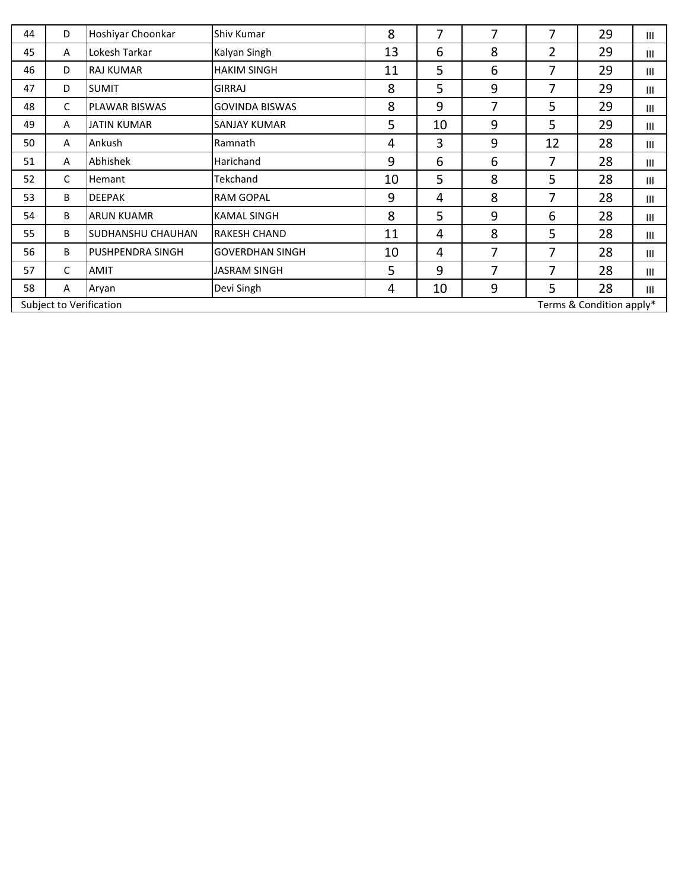| | | | | | | | | | |
|---|---|---|---|---|---|---|---|---|---|
| 44 | D | Hoshiyar Choonkar | Shiv Kumar | 8 | 7 | 7 | 7 | 29 | III |
| 45 | A | Lokesh Tarkar | Kalyan Singh | 13 | 6 | 8 | 2 | 29 | III |
| 46 | D | RAJ KUMAR | HAKIM SINGH | 11 | 5 | 6 | 7 | 29 | III |
| 47 | D | SUMIT | GIRRAJ | 8 | 5 | 9 | 7 | 29 | III |
| 48 | C | PLAWAR BISWAS | GOVINDA BISWAS | 8 | 9 | 7 | 5 | 29 | III |
| 49 | A | JATIN KUMAR | SANJAY KUMAR | 5 | 10 | 9 | 5 | 29 | III |
| 50 | A | Ankush | Ramnath | 4 | 3 | 9 | 12 | 28 | III |
| 51 | A | Abhishek | Harichand | 9 | 6 | 6 | 7 | 28 | III |
| 52 | C | Hemant | Tekchand | 10 | 5 | 8 | 5 | 28 | III |
| 53 | B | DEEPAK | RAM GOPAL | 9 | 4 | 8 | 7 | 28 | III |
| 54 | B | ARUN KUAMR | KAMAL SINGH | 8 | 5 | 9 | 6 | 28 | III |
| 55 | B | SUDHANSHU CHAUHAN | RAKESH CHAND | 11 | 4 | 8 | 5 | 28 | III |
| 56 | B | PUSHPENDRA SINGH | GOVERDHAN SINGH | 10 | 4 | 7 | 7 | 28 | III |
| 57 | C | AMIT | JASRAM SINGH | 5 | 9 | 7 | 7 | 28 | III |
| 58 | A | Aryan | Devi Singh | 4 | 10 | 9 | 5 | 28 | III |

Subject to Verification

Terms & Condition apply*